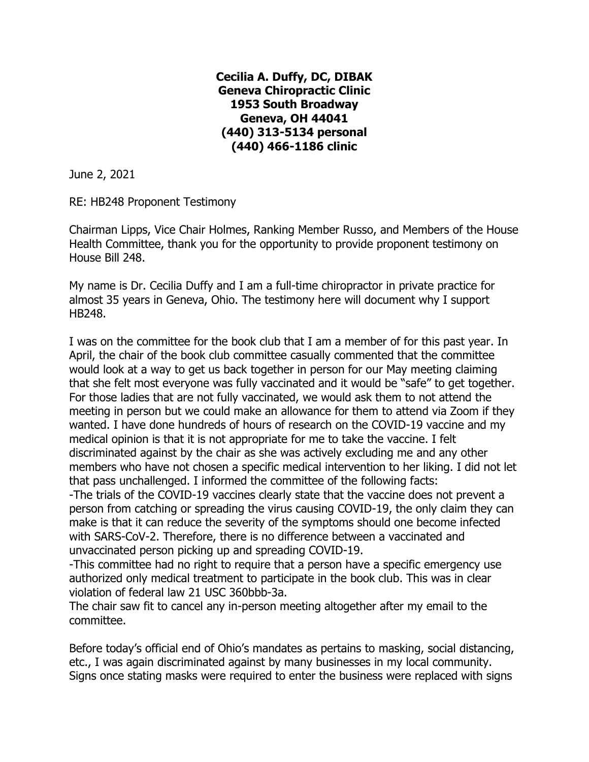**Cecilia A. Duffy, DC, DIBAK**
**Geneva Chiropractic Clinic**
**1953 South Broadway**
**Geneva, OH 44041**
**(440) 313-5134 personal**
**(440) 466-1186 clinic**

June 2, 2021

RE: HB248 Proponent Testimony

Chairman Lipps, Vice Chair Holmes, Ranking Member Russo, and Members of the House Health Committee, thank you for the opportunity to provide proponent testimony on House Bill 248.

My name is Dr. Cecilia Duffy and I am a full-time chiropractor in private practice for almost 35 years in Geneva, Ohio. The testimony here will document why I support HB248.

I was on the committee for the book club that I am a member of for this past year. In April, the chair of the book club committee casually commented that the committee would look at a way to get us back together in person for our May meeting claiming that she felt most everyone was fully vaccinated and it would be "safe" to get together. For those ladies that are not fully vaccinated, we would ask them to not attend the meeting in person but we could make an allowance for them to attend via Zoom if they wanted. I have done hundreds of hours of research on the COVID-19 vaccine and my medical opinion is that it is not appropriate for me to take the vaccine. I felt discriminated against by the chair as she was actively excluding me and any other members who have not chosen a specific medical intervention to her liking. I did not let that pass unchallenged. I informed the committee of the following facts:

-The trials of the COVID-19 vaccines clearly state that the vaccine does not prevent a person from catching or spreading the virus causing COVID-19, the only claim they can make is that it can reduce the severity of the symptoms should one become infected with SARS-CoV-2. Therefore, there is no difference between a vaccinated and unvaccinated person picking up and spreading COVID-19.

-This committee had no right to require that a person have a specific emergency use authorized only medical treatment to participate in the book club. This was in clear violation of federal law 21 USC 360bbb-3a.

The chair saw fit to cancel any in-person meeting altogether after my email to the committee.

Before today's official end of Ohio's mandates as pertains to masking, social distancing, etc., I was again discriminated against by many businesses in my local community. Signs once stating masks were required to enter the business were replaced with signs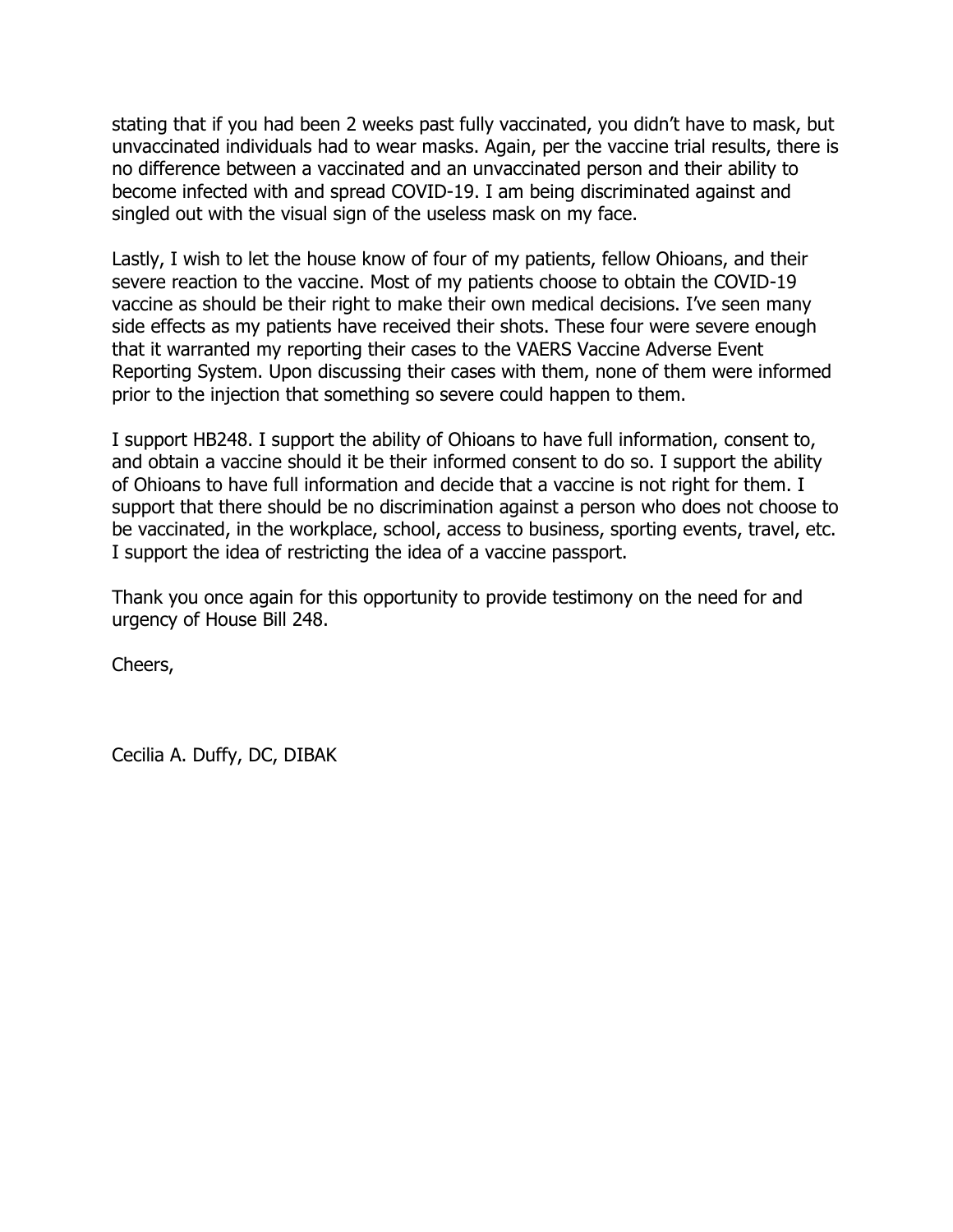stating that if you had been 2 weeks past fully vaccinated, you didn't have to mask, but unvaccinated individuals had to wear masks. Again, per the vaccine trial results, there is no difference between a vaccinated and an unvaccinated person and their ability to become infected with and spread COVID-19. I am being discriminated against and singled out with the visual sign of the useless mask on my face.

Lastly, I wish to let the house know of four of my patients, fellow Ohioans, and their severe reaction to the vaccine. Most of my patients choose to obtain the COVID-19 vaccine as should be their right to make their own medical decisions. I've seen many side effects as my patients have received their shots. These four were severe enough that it warranted my reporting their cases to the VAERS Vaccine Adverse Event Reporting System. Upon discussing their cases with them, none of them were informed prior to the injection that something so severe could happen to them.

I support HB248. I support the ability of Ohioans to have full information, consent to, and obtain a vaccine should it be their informed consent to do so. I support the ability of Ohioans to have full information and decide that a vaccine is not right for them. I support that there should be no discrimination against a person who does not choose to be vaccinated, in the workplace, school, access to business, sporting events, travel, etc. I support the idea of restricting the idea of a vaccine passport.

Thank you once again for this opportunity to provide testimony on the need for and urgency of House Bill 248.

Cheers,

Cecilia A. Duffy, DC, DIBAK